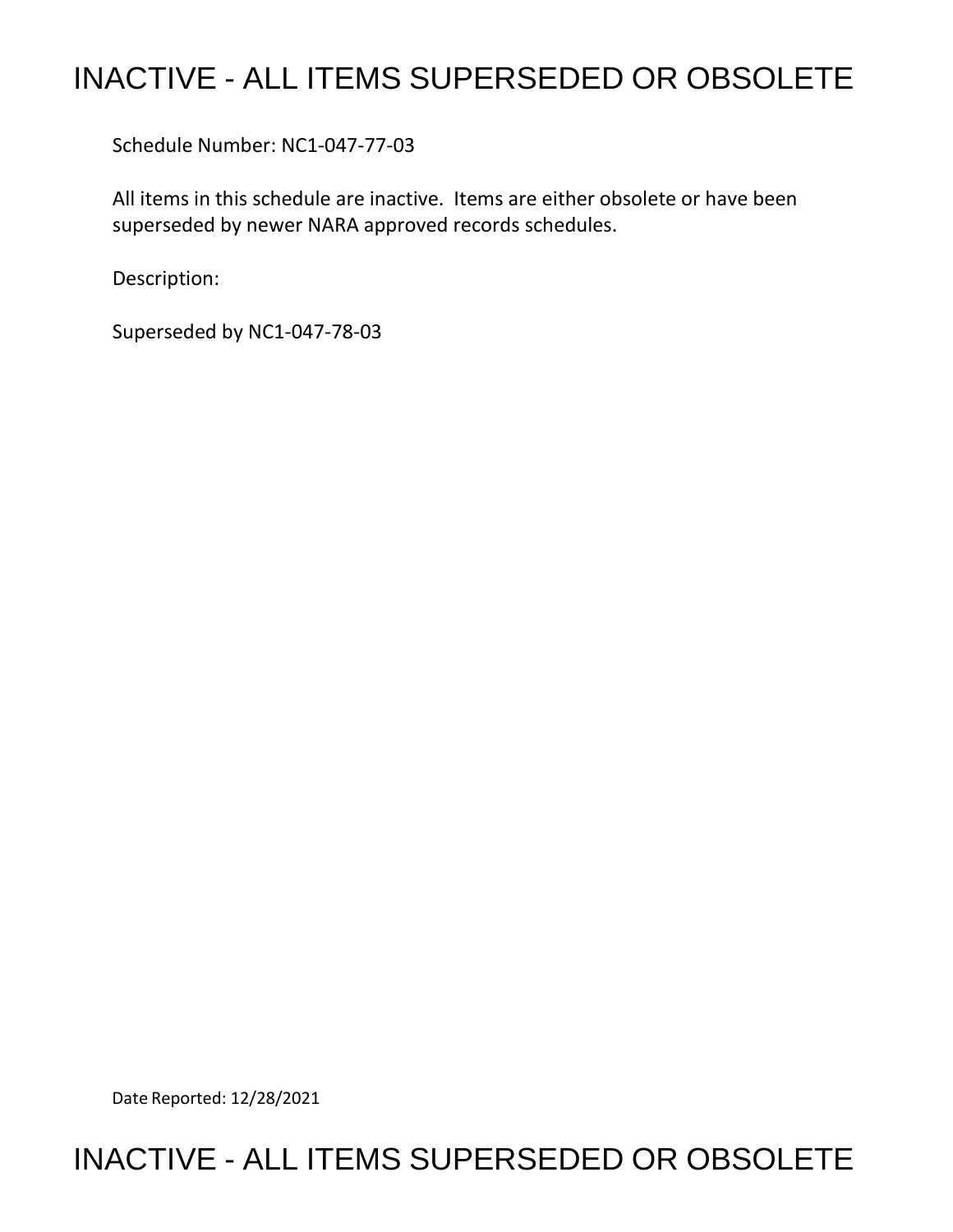# INACTIVE - ALL ITEMS SUPERSEDED OR OBSOLETE

Schedule Number: NC1-047-77-03

All items in this schedule are inactive. Items are either obsolete or have been superseded by newer NARA approved records schedules.

Description:

Superseded by NC1-047-78-03

Date Reported: 12/28/2021

# INACTIVE - ALL ITEMS SUPERSEDED OR OBSOLETE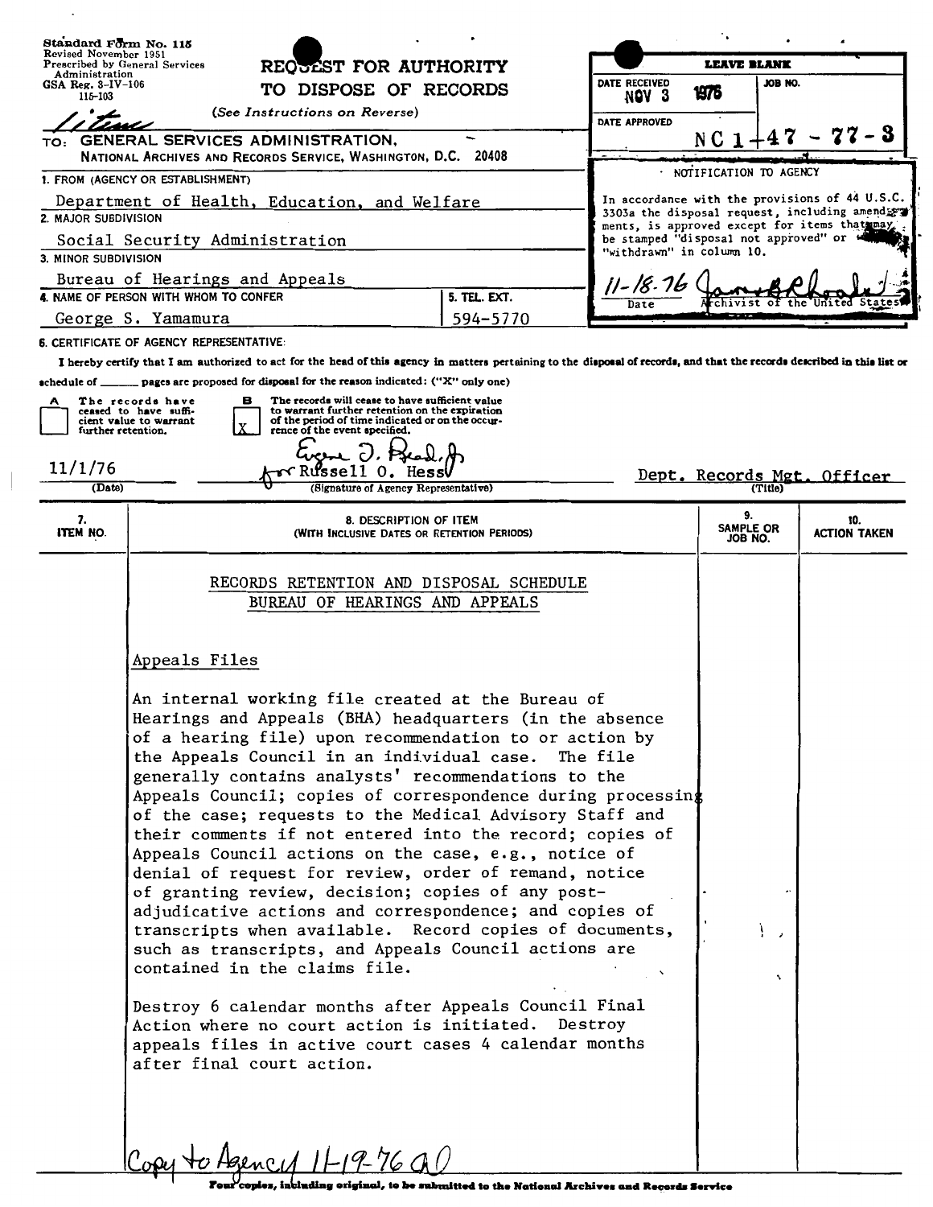Standard Form No. 115
Revised November 1951
Prescribed by General Services Administration
GSA Reg. 3-IV-106
115-103

# REQUEST FOR AUTHORITY TO DISPOSE OF RECORDS

*(See Instructions on Reverse)*

| LEAVE BLANK | |
|---|---|
| DATE RECEIVED NOV 3 1976 | JOB NO. |
| DATE APPROVED | NC 1-47-77-3 |

NOTIFICATION TO AGENCY

In accordance with the provisions of 44 U.S.C. 3303a the disposal request, including amendments, is approved except for items that may be stamped "disposal not approved" or "withdrawn" in column 10.

11-18-76 — Date — Archivist of the United States

TO: GENERAL SERVICES ADMINISTRATION, NATIONAL ARCHIVES AND RECORDS SERVICE, WASHINGTON, D.C. 20408

1. FROM (AGENCY OR ESTABLISHMENT)
Department of Health, Education, and Welfare

2. MAJOR SUBDIVISION
Social Security Administration

3. MINOR SUBDIVISION
Bureau of Hearings and Appeals

4. NAME OF PERSON WITH WHOM TO CONFER
George S. Yamamura

5. TEL. EXT.
594-5770

6. CERTIFICATE OF AGENCY REPRESENTATIVE:

I hereby certify that I am authorized to act for the head of this agency in matters pertaining to the disposal of records, and that the records described in this list or schedule of ______ pages are proposed for disposal for the reason indicated: ("X" only one)

- [ ] A The records have ceased to have sufficient value to warrant further retention.
- [X] B The records will cease to have sufficient value to warrant further retention on the expiration of the period of time indicated or on the occurrence of the event specified.

11/1/76 (Date) — for Russell O. Hess (Signature of Agency Representative) — Dept. Records Mgt. Officer (Title)

| 7. ITEM NO. | 8. DESCRIPTION OF ITEM (WITH INCLUSIVE DATES OR RETENTION PERIODS) | 9. SAMPLE OR JOB NO. | 10. ACTION TAKEN |
|---|---|---|---|

## RECORDS RETENTION AND DISPOSAL SCHEDULE
## BUREAU OF HEARINGS AND APPEALS

Appeals Files

An internal working file created at the Bureau of Hearings and Appeals (BHA) headquarters (in the absence of a hearing file) upon recommendation to or action by the Appeals Council in an individual case. The file generally contains analysts' recommendations to the Appeals Council; copies of correspondence during processing of the case; requests to the Medical Advisory Staff and their comments if not entered into the record; copies of Appeals Council actions on the case, e.g., notice of denial of request for review, order of remand, notice of granting review, decision; copies of any post-adjudicative actions and correspondence; and copies of transcripts when available. Record copies of documents, such as transcripts, and Appeals Council actions are contained in the claims file.

Destroy 6 calendar months after Appeals Council Final Action where no court action is initiated. Destroy appeals files in active court cases 4 calendar months after final court action.

Copy to Agency 11-19-76 AO

Four copies, including original, to be submitted to the National Archives and Records Service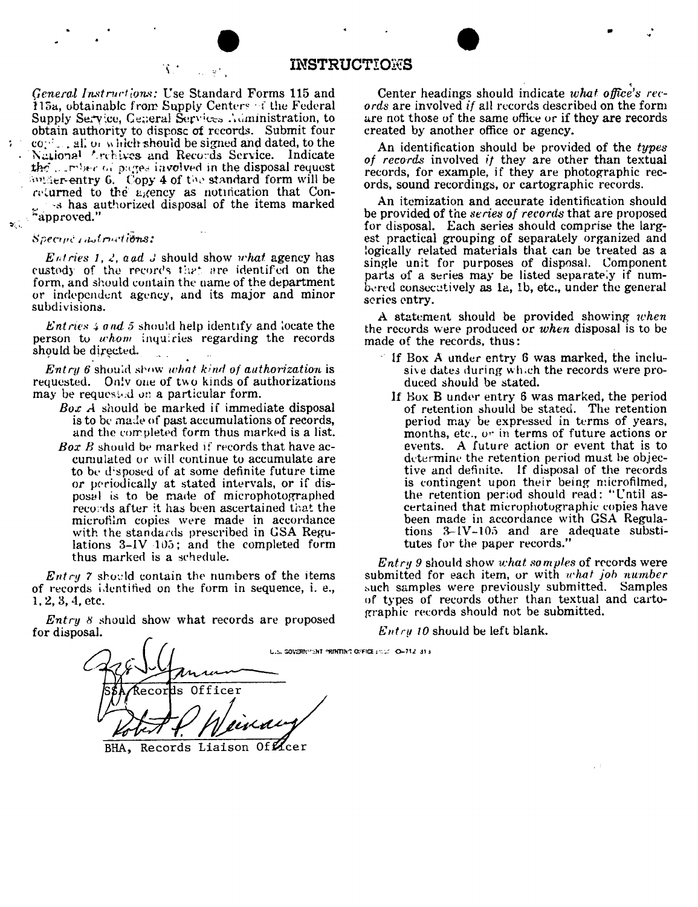# INSTRUCTIONS

*General Instructions:* Use Standard Forms 115 and 115a, obtainable from Supply Centers of the Federal Supply Service, General Services Administration, to obtain authority to dispose of records. Submit four copies, all of which should be signed and dated, to the National Archives and Records Service. Indicate the number of pages involved in the disposal request under entry 6. Copy 4 of the standard form will be returned to the agency as notification that Congress has authorized disposal of the items marked "approved."

*Specific Instructions:*

*Entries 1, 2, and 3* should show *what* agency has custody of the records that are identified on the form, and should contain the name of the department or independent agency, and its major and minor subdivisions.

*Entries 4 and 5* should help identify and locate the person to *whom* inquiries regarding the records should be directed.

*Entry 6* should show *what kind of authorization* is requested. Only one of two kinds of authorizations may be requested on a particular form.

*Box A* should be marked if immediate disposal is to be made of past accumulations of records, and the completed form thus marked is a list.

*Box B* should be marked if records that have accumulated or will continue to accumulate are to be disposed of at some definite future time or periodically at stated intervals, or if disposal is to be made of microphotographed records after it has been ascertained that the microfilm copies were made in accordance with the standards prescribed in GSA Regulations 3–IV–105; and the completed form thus marked is a schedule.

*Entry 7* should contain the numbers of the items of records identified on the form in sequence, i. e., 1, 2, 3, 4, etc.

*Entry 8* should show what records are proposed for disposal.

Center headings should indicate *what office's records* are involved *if* all records described on the form are not those of the same office or if they are records created by another office or agency.

An identification should be provided of the *types of records* involved *if* they are other than textual records, for example, if they are photographic records, sound recordings, or cartographic records.

An itemization and accurate identification should be provided of the *series of records* that are proposed for disposal. Each series should comprise the largest practical grouping of separately organized and logically related materials that can be treated as a single unit for purposes of disposal. Component parts of a series may be listed separately if numbered consecutively as 1a, 1b, etc., under the general series entry.

A statement should be provided showing *when* the records were produced or *when* disposal is to be made of the records, thus:

If Box A under entry 6 was marked, the inclusive dates during which the records were produced should be stated.

If Box B under entry 6 was marked, the period of retention should be stated. The retention period may be expressed in terms of years, months, etc., or in terms of future actions or events. A future action or event that is to determine the retention period must be objective and definite. If disposal of the records is contingent upon their being microfilmed, the retention period should read: "Until ascertained that microphotographic copies have been made in accordance with GSA Regulations 3–IV–105 and are adequate substitutes for the paper records."

*Entry 9* should show *what samples* of records were submitted for each item, or with *what job number* such samples were previously submitted. Samples of types of records other than textual and cartographic records should not be submitted.

*Entry 10* should be left blank.

U.S. GOVERNMENT PRINTING OFFICE : O–712 313

SSA, Records Officer

BHA, Records Liaison Officer